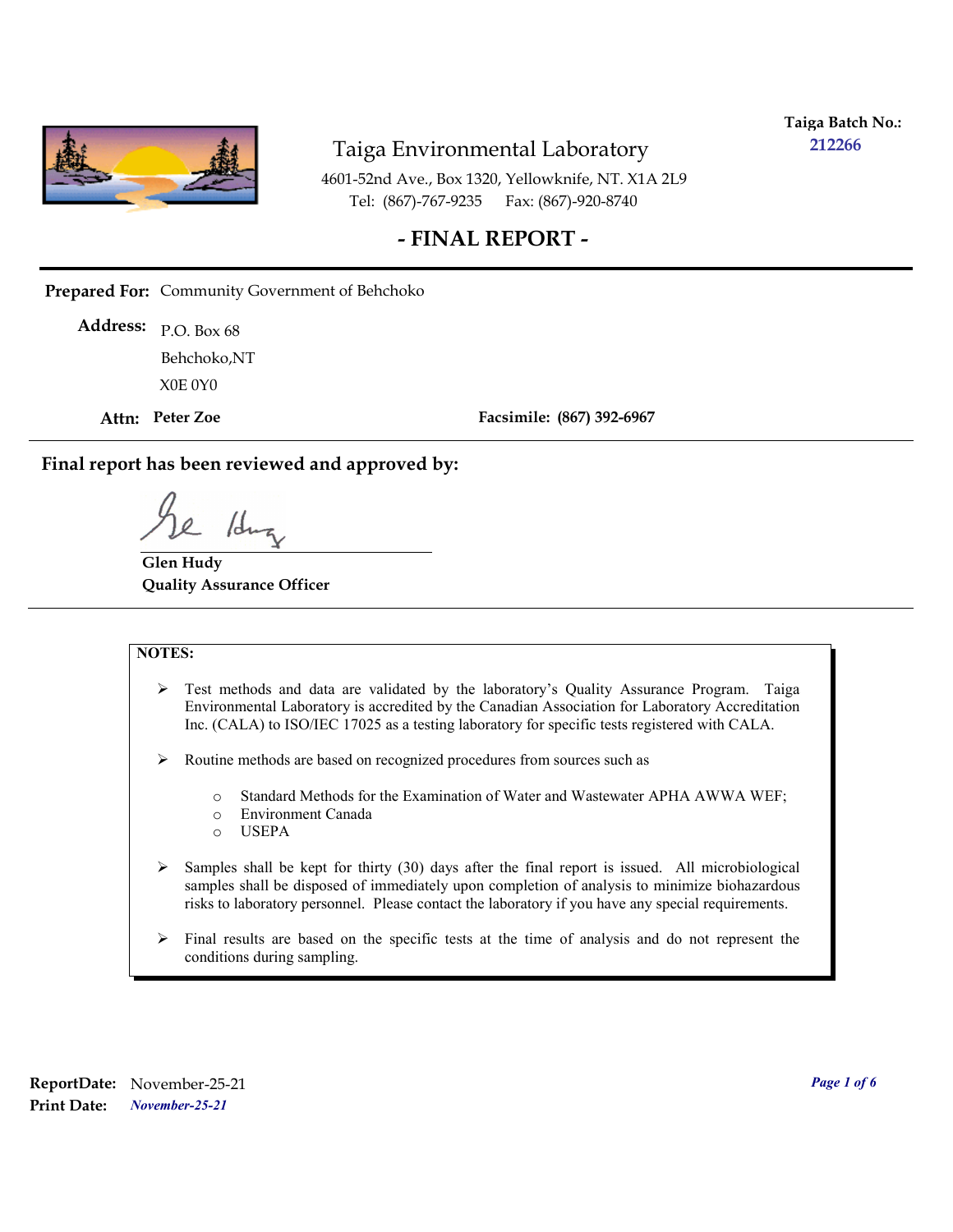**Taiga Batch No.:** 212266

# Taiga Environmental Laboratory

4601-52nd Ave., Box 1320, Yellowknife, NT. X1A 2L9
Tel: (867)-767-9235 Fax: (867)-920-8740

## - FINAL REPORT -

**Prepared For:** Community Government of Behchoko

**Address:** P.O. Box 68
Behchoko,NT
X0E 0Y0

**Attn:** **Peter Zoe** **Facsimile:** **(867) 392-6967**

---

**Final report has been reviewed and approved by:**

**Glen Hudy**
**Quality Assurance Officer**

---

**NOTES:**

- Test methods and data are validated by the laboratory's Quality Assurance Program. Taiga Environmental Laboratory is accredited by the Canadian Association for Laboratory Accreditation Inc. (CALA) to ISO/IEC 17025 as a testing laboratory for specific tests registered with CALA.
- Routine methods are based on recognized procedures from sources such as
    - Standard Methods for the Examination of Water and Wastewater APHA AWWA WEF;
    - Environment Canada
    - USEPA
- Samples shall be kept for thirty (30) days after the final report is issued. All microbiological samples shall be disposed of immediately upon completion of analysis to minimize biohazardous risks to laboratory personnel. Please contact the laboratory if you have any special requirements.
- Final results are based on the specific tests at the time of analysis and do not represent the conditions during sampling.

**ReportDate:** November-25-21
**Print Date:** *November-25-21*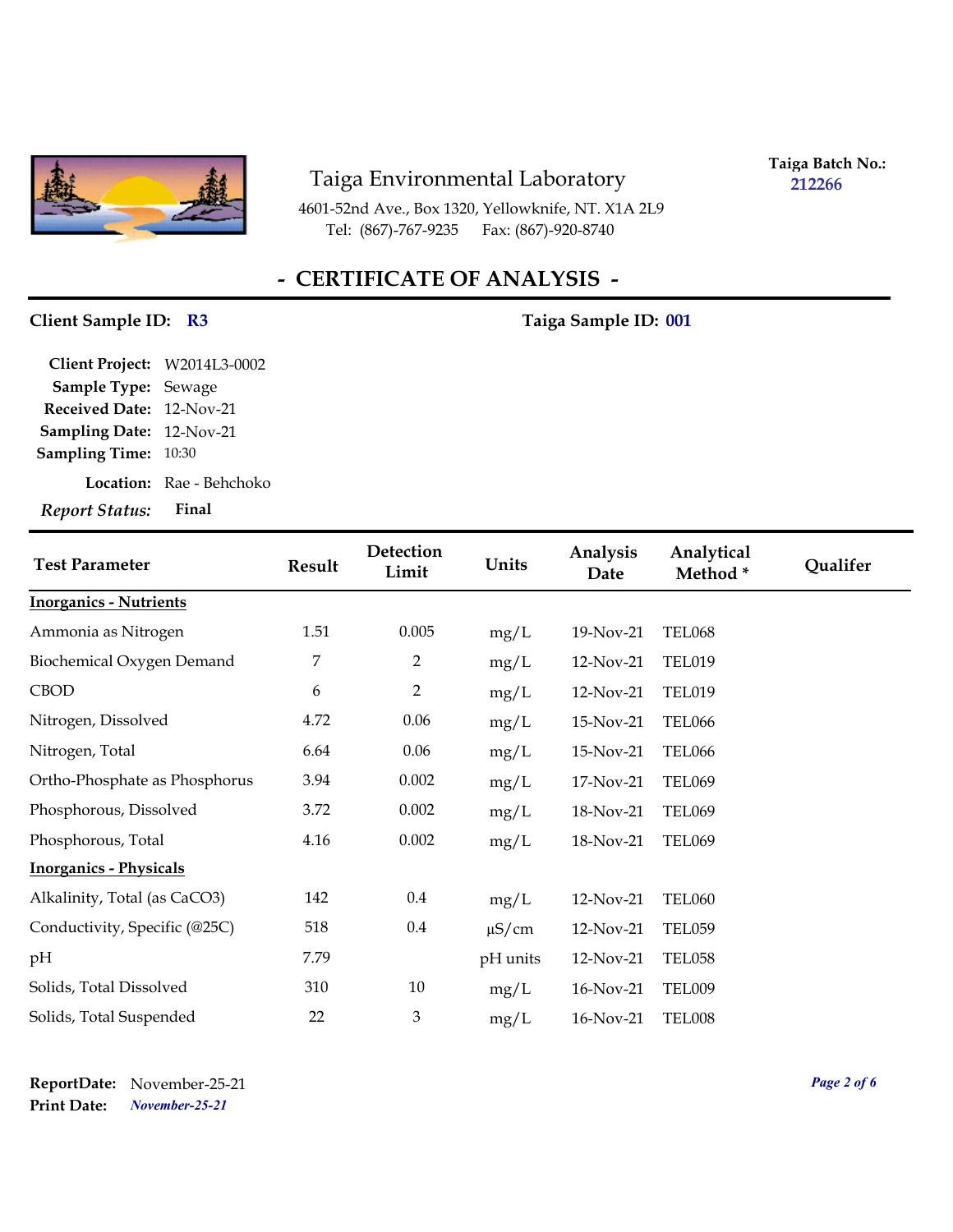# Taiga Environmental Laboratory

4601-52nd Ave., Box 1320, Yellowknife, NT. X1A 2L9
Tel: (867)-767-9235 Fax: (867)-920-8740

**Taiga Batch No.:** 212266

## - CERTIFICATE OF ANALYSIS -

**Client Sample ID:** R3 **Taiga Sample ID:** 001

**Client Project:** W2014L3-0002
**Sample Type:** Sewage
**Received Date:** 12-Nov-21
**Sampling Date:** 12-Nov-21
**Sampling Time:** 10:30
**Location:** Rae - Behchoko
***Report Status:*** **Final**

| Test Parameter | Result | Detection Limit | Units | Analysis Date | Analytical Method * | Qualifer |
|---|---|---|---|---|---|---|
| **Inorganics - Nutrients** | | | | | | |
| Ammonia as Nitrogen | 1.51 | 0.005 | mg/L | 19-Nov-21 | TEL068 | |
| Biochemical Oxygen Demand | 7 | 2 | mg/L | 12-Nov-21 | TEL019 | |
| CBOD | 6 | 2 | mg/L | 12-Nov-21 | TEL019 | |
| Nitrogen, Dissolved | 4.72 | 0.06 | mg/L | 15-Nov-21 | TEL066 | |
| Nitrogen, Total | 6.64 | 0.06 | mg/L | 15-Nov-21 | TEL066 | |
| Ortho-Phosphate as Phosphorus | 3.94 | 0.002 | mg/L | 17-Nov-21 | TEL069 | |
| Phosphorous, Dissolved | 3.72 | 0.002 | mg/L | 18-Nov-21 | TEL069 | |
| Phosphorous, Total | 4.16 | 0.002 | mg/L | 18-Nov-21 | TEL069 | |
| **Inorganics - Physicals** | | | | | | |
| Alkalinity, Total (as $CaCO_3$) | 142 | 0.4 | mg/L | 12-Nov-21 | TEL060 | |
| Conductivity, Specific (@25C) | 518 | 0.4 | µS/cm | 12-Nov-21 | TEL059 | |
| pH | 7.79 | | pH units | 12-Nov-21 | TEL058 | |
| Solids, Total Dissolved | 310 | 10 | mg/L | 16-Nov-21 | TEL009 | |
| Solids, Total Suspended | 22 | 3 | mg/L | 16-Nov-21 | TEL008 | |

**ReportDate:** November-25-21
**Print Date:** *November-25-21*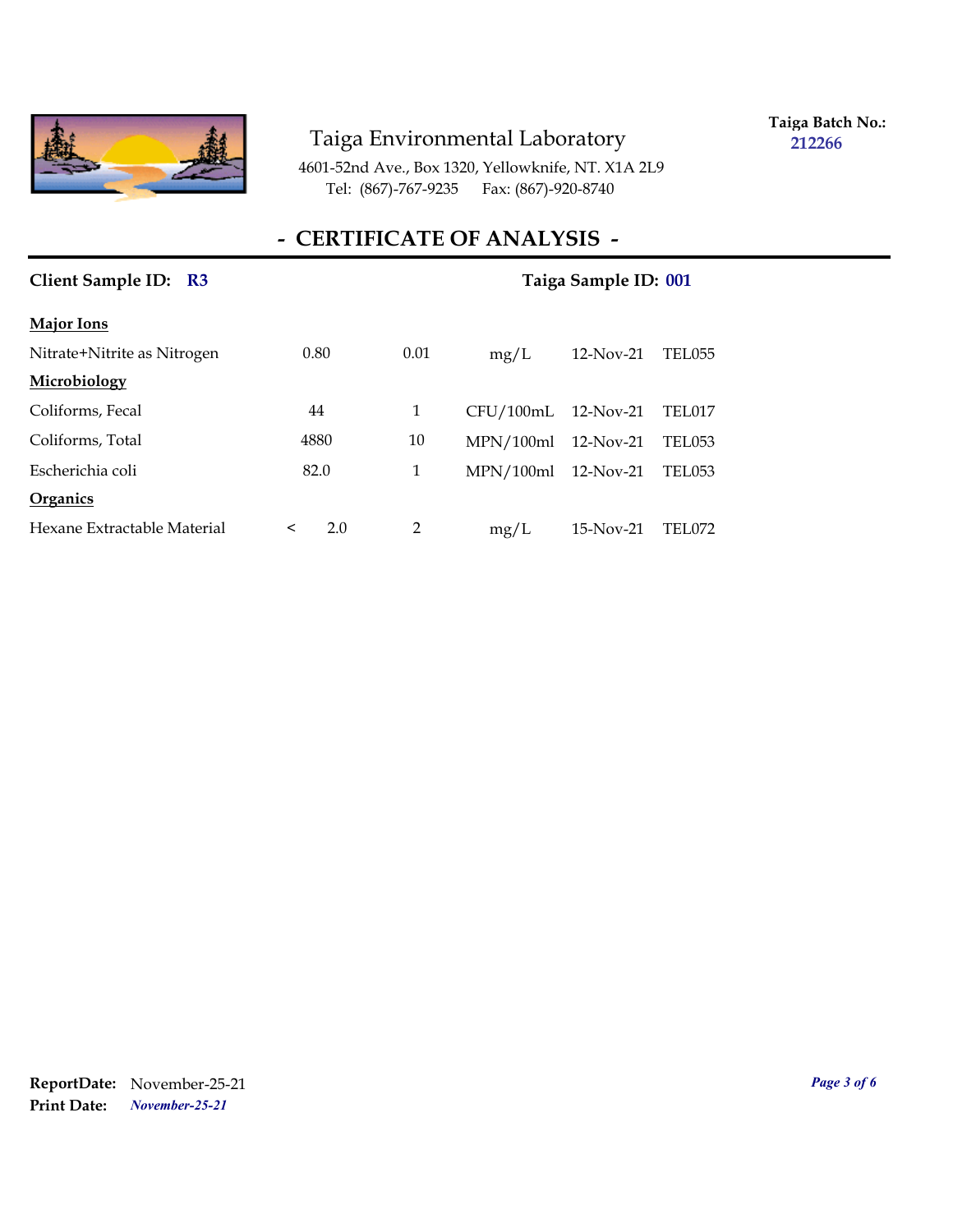Taiga Environmental Laboratory

4601-52nd Ave., Box 1320, Yellowknife, NT. X1A 2L9
Tel: (867)-767-9235 Fax: (867)-920-8740

**Taiga Batch No.:** **212266**

# - CERTIFICATE OF ANALYSIS -

**Client Sample ID:** **R3** **Taiga Sample ID:** **001**

| | | | | | |
|---|---|---|---|---|---|
| **Major Ions** | | | | | |
| Nitrate+Nitrite as Nitrogen | 0.80 | 0.01 | mg/L | 12-Nov-21 | TEL055 |
| **Microbiology** | | | | | |
| Coliforms, Fecal | 44 | 1 | CFU/100mL | 12-Nov-21 | TEL017 |
| Coliforms, Total | 4880 | 10 | MPN/100ml | 12-Nov-21 | TEL053 |
| Escherichia coli | 82.0 | 1 | MPN/100ml | 12-Nov-21 | TEL053 |
| **Organics** | | | | | |
| Hexane Extractable Material | < 2.0 | 2 | mg/L | 15-Nov-21 | TEL072 |

**ReportDate:** November-25-21
**Print Date:** *November-25-21*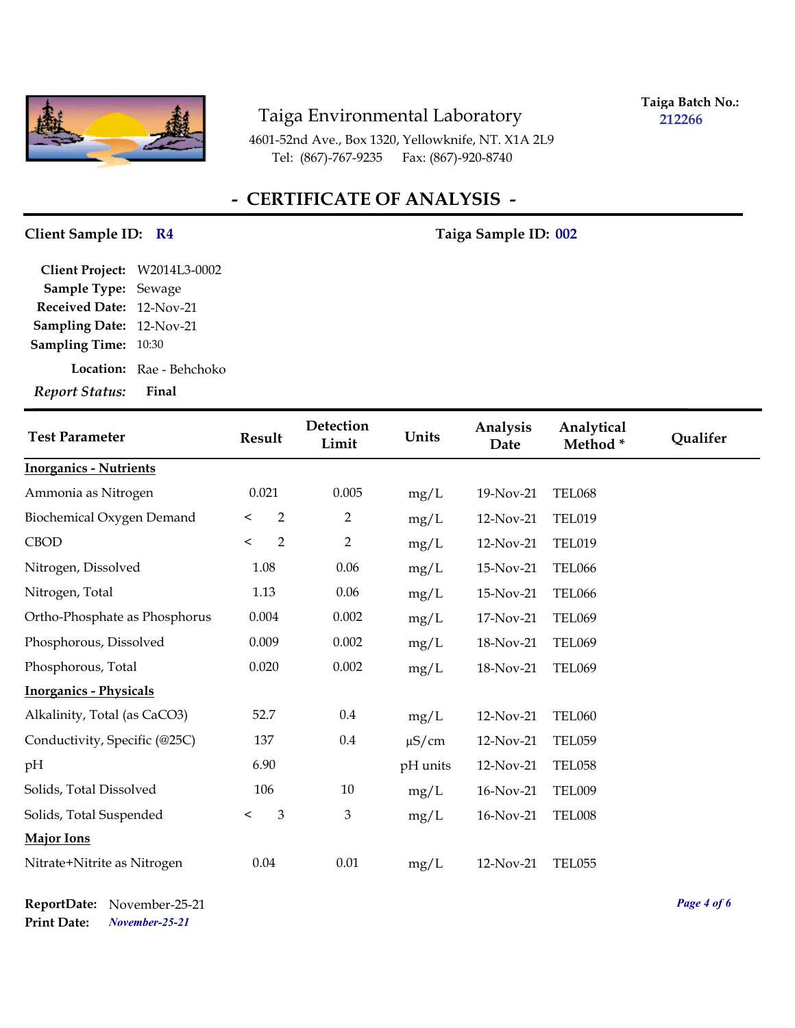# Taiga Environmental Laboratory

4601-52nd Ave., Box 1320, Yellowknife, NT. X1A 2L9
Tel: (867)-767-9235 Fax: (867)-920-8740

**Taiga Batch No.:** 212266

## - CERTIFICATE OF ANALYSIS -

**Client Sample ID:** R4

**Taiga Sample ID:** 002

**Client Project:** W2014L3-0002
**Sample Type:** Sewage
**Received Date:** 12-Nov-21
**Sampling Date:** 12-Nov-21
**Sampling Time:** 10:30
**Location:** Rae - Behchoko
***Report Status:*** **Final**

| Test Parameter | Result | Detection Limit | Units | Analysis Date | Analytical Method * | Qualifer |
|---|---|---|---|---|---|---|
| **Inorganics - Nutrients** | | | | | | |
| Ammonia as Nitrogen | 0.021 | 0.005 | mg/L | 19-Nov-21 | TEL068 | |
| Biochemical Oxygen Demand | < 2 | 2 | mg/L | 12-Nov-21 | TEL019 | |
| CBOD | < 2 | 2 | mg/L | 12-Nov-21 | TEL019 | |
| Nitrogen, Dissolved | 1.08 | 0.06 | mg/L | 15-Nov-21 | TEL066 | |
| Nitrogen, Total | 1.13 | 0.06 | mg/L | 15-Nov-21 | TEL066 | |
| Ortho-Phosphate as Phosphorus | 0.004 | 0.002 | mg/L | 17-Nov-21 | TEL069 | |
| Phosphorous, Dissolved | 0.009 | 0.002 | mg/L | 18-Nov-21 | TEL069 | |
| Phosphorous, Total | 0.020 | 0.002 | mg/L | 18-Nov-21 | TEL069 | |
| **Inorganics - Physicals** | | | | | | |
| Alkalinity, Total (as CaCO3) | 52.7 | 0.4 | mg/L | 12-Nov-21 | TEL060 | |
| Conductivity, Specific (@25C) | 137 | 0.4 | µS/cm | 12-Nov-21 | TEL059 | |
| pH | 6.90 | | pH units | 12-Nov-21 | TEL058 | |
| Solids, Total Dissolved | 106 | 10 | mg/L | 16-Nov-21 | TEL009 | |
| Solids, Total Suspended | < 3 | 3 | mg/L | 16-Nov-21 | TEL008 | |
| **Major Ions** | | | | | | |
| Nitrate+Nitrite as Nitrogen | 0.04 | 0.01 | mg/L | 12-Nov-21 | TEL055 | |

**ReportDate:** November-25-21
**Print Date:** *November-25-21*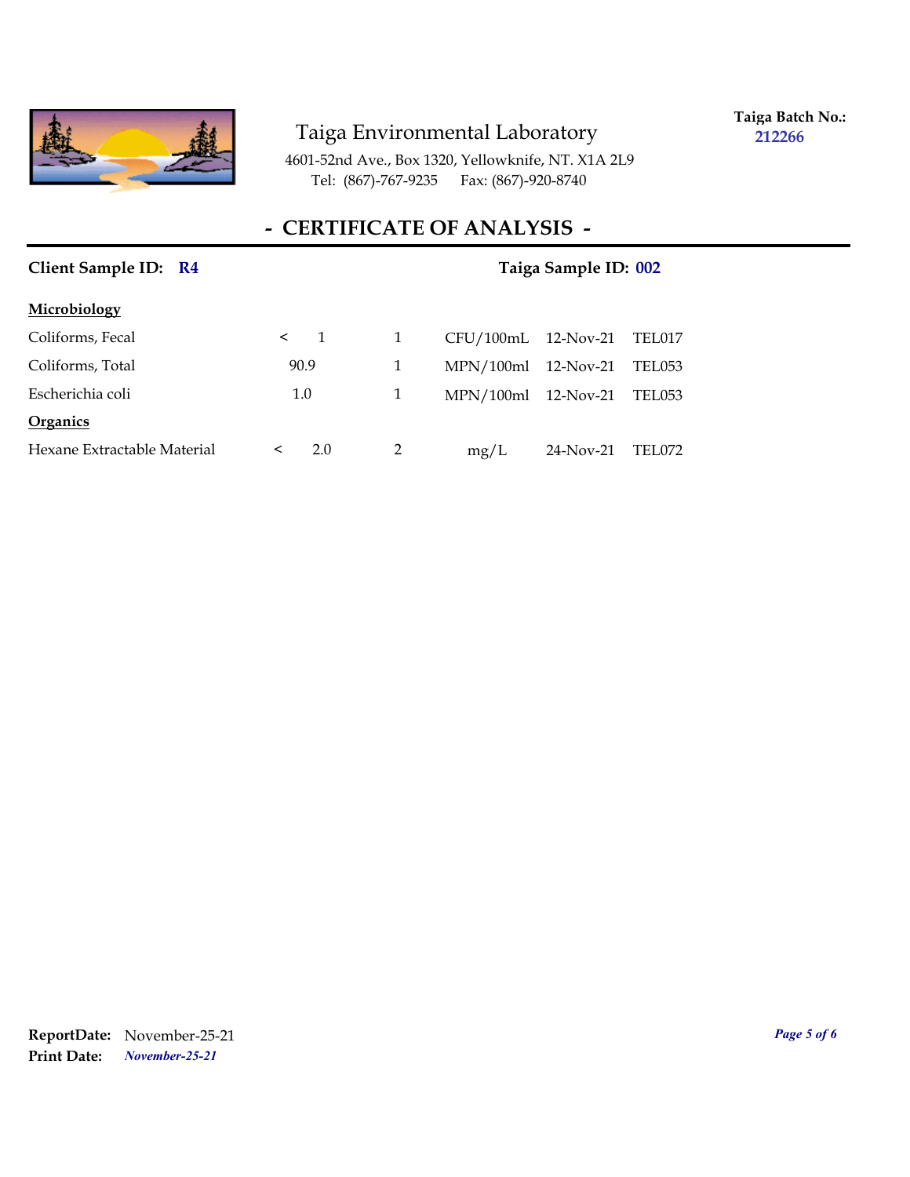Taiga Environmental Laboratory

4601-52nd Ave., Box 1320, Yellowknife, NT. X1A 2L9
Tel: (867)-767-9235 Fax: (867)-920-8740

**Taiga Batch No.:** **212266**

## - CERTIFICATE OF ANALYSIS -

**Client Sample ID: R4** **Taiga Sample ID: 002**

| | | | | | |
|---|---|---|---|---|---|
| **Microbiology** | | | | | |
| Coliforms, Fecal | < 1 | 1 | CFU/100mL | 12-Nov-21 | TEL017 |
| Coliforms, Total | 90.9 | 1 | MPN/100ml | 12-Nov-21 | TEL053 |
| Escherichia coli | 1.0 | 1 | MPN/100ml | 12-Nov-21 | TEL053 |
| **Organics** | | | | | |
| Hexane Extractable Material | < 2.0 | 2 | mg/L | 24-Nov-21 | TEL072 |

**ReportDate:** November-25-21
**Print Date:** *November-25-21*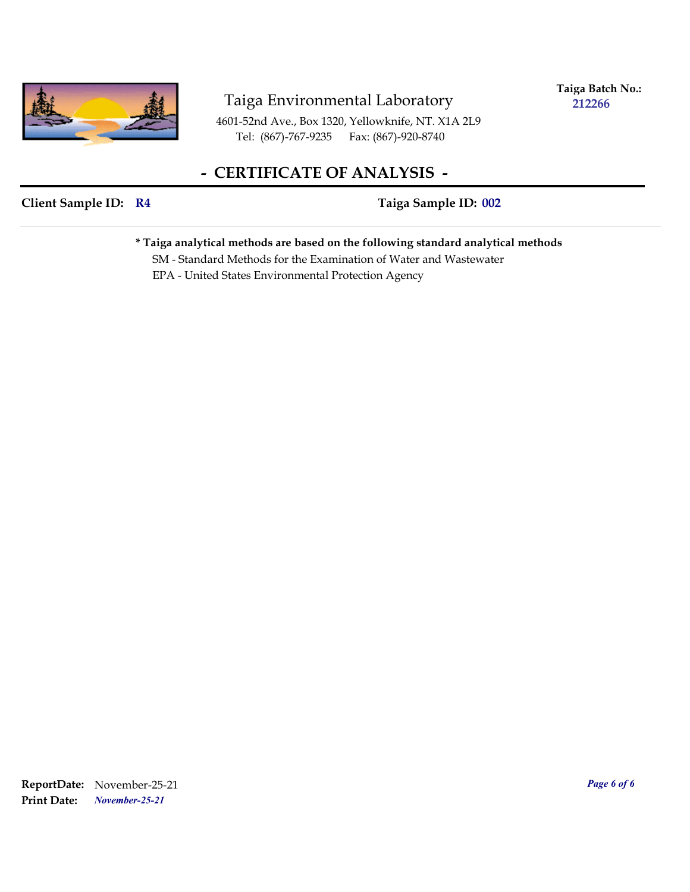Taiga Environmental Laboratory

4601-52nd Ave., Box 1320, Yellowknife, NT. X1A 2L9
Tel: (867)-767-9235 Fax: (867)-920-8740

**Taiga Batch No.:** 212266

## - CERTIFICATE OF ANALYSIS -

**Client Sample ID:** R4 **Taiga Sample ID:** 002

**\* Taiga analytical methods are based on the following standard analytical methods**

SM - Standard Methods for the Examination of Water and Wastewater
EPA - United States Environmental Protection Agency

**ReportDate:** November-25-21
**Print Date:** *November-25-21*